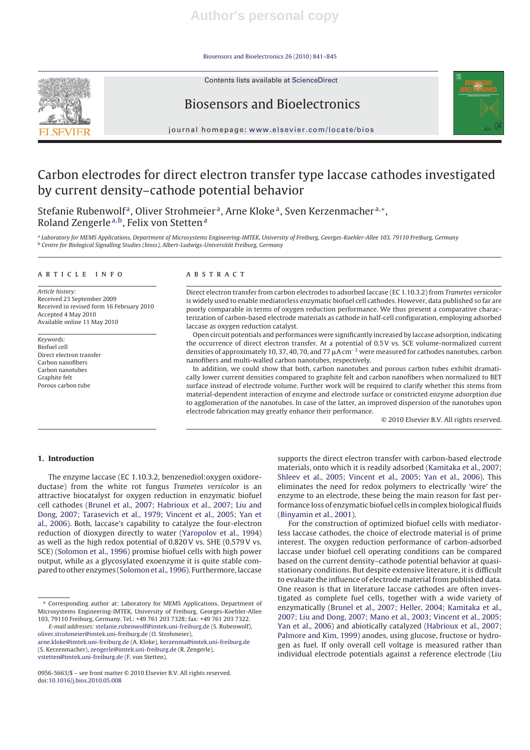# Carbon electrodes for direct electron transfer type laccase cathodes investigated by current density–cathode potential behavior

Stefanie Rubenwolf[a], Oliver Strohmeier[a], Arne Kloke[a], Sven Kerzenmacher[a,*], Roland Zengerle[a,b], Felix von Stetten[a]

[a] Laboratory for MEMS Applications, Department of Microsystems Engineering-IMTEK, University of Freiburg, Georges-Koehler-Allee 103, 79110 Freiburg, Germany
[b] Centre for Biological Signalling Studies (bioss), Albert-Ludwigs-Universität Freiburg, Germany

## ARTICLE INFO

*Article history:*
Received 23 September 2009
Received in revised form 16 February 2010
Accepted 4 May 2010
Available online 11 May 2010

*Keywords:*
Biofuel cell
Direct electron transfer
Carbon nanofibers
Carbon nanotubes
Graphite felt
Porous carbon tube

## ABSTRACT

Direct electron transfer from carbon electrodes to adsorbed laccase (EC 1.10.3.2) from *Trametes versicolor* is widely used to enable mediatorless enzymatic biofuel cell cathodes. However, data published so far are poorly comparable in terms of oxygen reduction performance. We thus present a comparative characterization of carbon-based electrode materials as cathode in half-cell configuration, employing adsorbed laccase as oxygen reduction catalyst.

Open circuit potentials and performances were significantly increased by laccase adsorption, indicating the occurrence of direct electron transfer. At a potential of 0.5 V vs. SCE volume-normalized current densities of approximately 10, 37, 40, 70, and 77 $\mu A\,cm^{-3}$ were measured for cathodes nanotubes, carbon nanofibers and multi-walled carbon nanotubes, respectively.

In addition, we could show that both, carbon nanotubes and porous carbon tubes exhibit dramatically lower current densities compared to graphite felt and carbon nanofibers when normalized to BET surface instead of electrode volume. Further work will be required to clarify whether this stems from material-dependent interaction of enzyme and electrode surface or constricted enzyme adsorption due to agglomeration of the nanotubes. In case of the latter, an improved dispersion of the nanotubes upon electrode fabrication may greatly enhance their performance.

© 2010 Elsevier B.V. All rights reserved.

## 1. Introduction

The enzyme laccase (EC 1.10.3.2, benzenediol:oxygen oxidoreductase) from the white rot fungus *Trametes versicolor* is an attractive biocatalyst for oxygen reduction in enzymatic biofuel cell cathodes (Brunel et al., 2007; Habrioux et al., 2007; Liu and Dong, 2007; Tarasevich et al., 1979; Vincent et al., 2005; Yan et al., 2006). Both, laccase's capability to catalyze the four-electron reduction of dioxygen directly to water (Yaropolov et al., 1994) as well as the high redox potential of 0.820 V vs. SHE (0.579 V vs. SCE) (Solomon et al., 1996) promise biofuel cells with high power output, while as a glycosylated exoenzyme it is quite stable compared to other enzymes (Solomon et al., 1996). Furthermore, laccase supports the direct electron transfer with carbon-based electrode materials, onto which it is readily adsorbed (Kamitaka et al., 2007; Shleev et al., 2005; Vincent et al., 2005; Yan et al., 2006). This eliminates the need for redox polymers to electrically 'wire' the enzyme to an electrode, these being the main reason for fast performance loss of enzymatic biofuel cells in complex biological fluids (Binyamin et al., 2001).

For the construction of optimized biofuel cells with mediatorless laccase cathodes, the choice of electrode material is of prime interest. The oxygen reduction performance of carbon-adsorbed laccase under biofuel cell operating conditions can be compared based on the current density–cathode potential behavior at quasi-stationary conditions. But despite extensive literature, it is difficult to evaluate the influence of electrode material from published data. One reason is that in literature laccase cathodes are often investigated as complete fuel cells, together with a wide variety of enzymatically (Brunel et al., 2007; Heller, 2004; Kamitaka et al., 2007; Liu and Dong, 2007; Mano et al., 2003; Vincent et al., 2005; Yan et al., 2006) and abiotically catalyzed (Habrioux et al., 2007; Palmore and Kim, 1999) anodes, using glucose, fructose or hydrogen as fuel. If only overall cell voltage is measured rather than individual electrode potentials against a reference electrode (Liu

* Corresponding author at: Laboratory for MEMS Applications, Department of Microsystems Engineering-IMTEK, University of Freiburg, Georges-Koehler-Allee 103, 79110 Freiburg, Germany. Tel.: +49 761 203 7328; fax: +49 761 203 7322.
*E-mail addresses:* stefanie.rubenwolf@imtek.uni-freiburg.de (S. Rubenwolf), oliver.strohmeier@imtek.uni-freiburg.de (O. Strohmeier), arne.kloke@imtek.uni-freiburg.de (A. Kloke), kerzenma@imtek.uni-freiburg.de (S. Kerzenmacher), zengerle@imtek.uni-freiburg.de (R. Zengerle), vstetten@imtek.uni-freiburg.de (F. von Stetten).

0956-5663/$ – see front matter © 2010 Elsevier B.V. All rights reserved.
doi:10.1016/j.bios.2010.05.008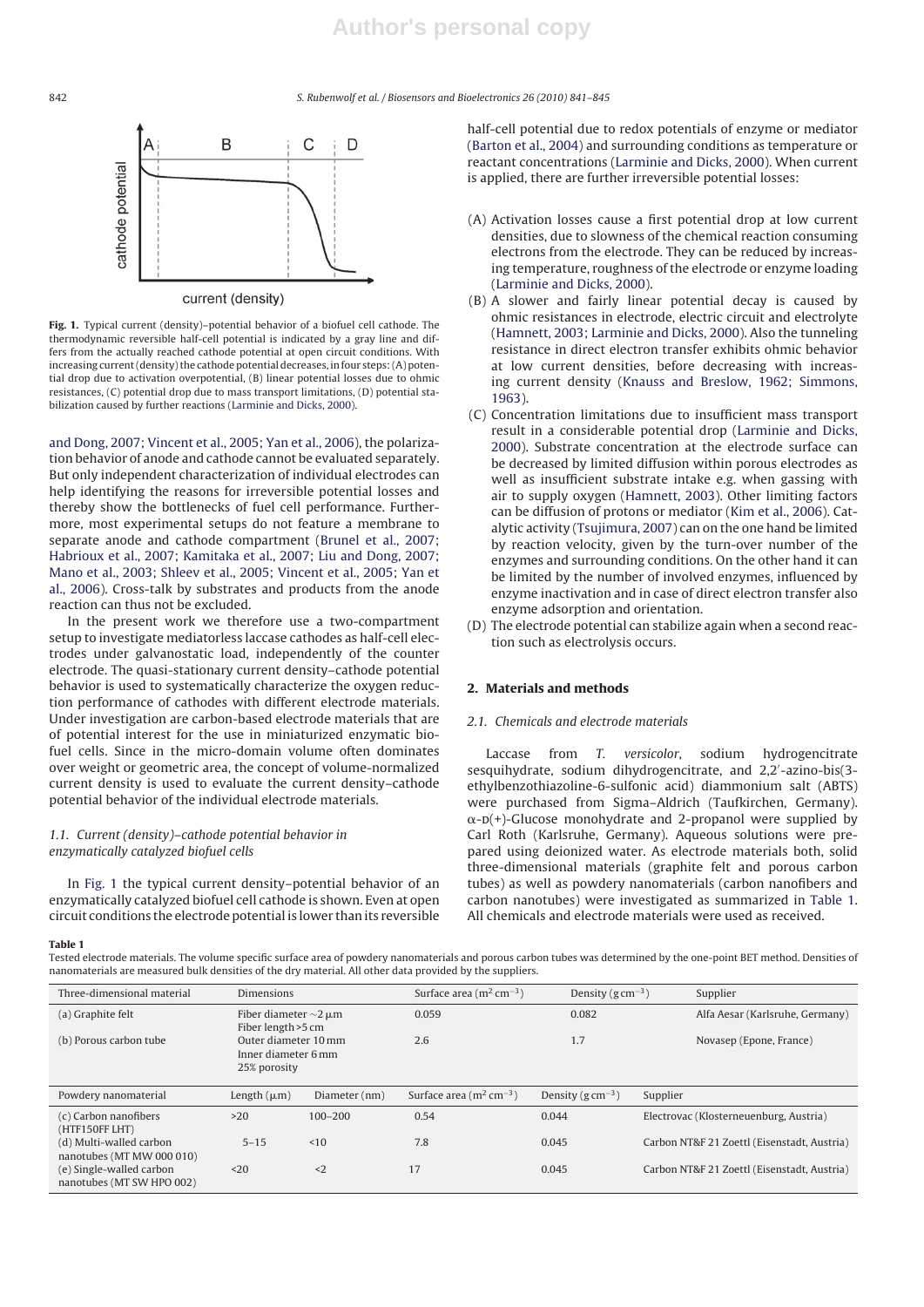**Fig. 1.** Typical current (density)–potential behavior of a biofuel cell cathode. The thermodynamic reversible half-cell potential is indicated by a gray line and differs from the actually reached cathode potential at open circuit conditions. With increasing current (density) the cathode potential decreases, in four steps: (A) potential drop due to activation overpotential, (B) linear potential losses due to ohmic resistances, (C) potential drop due to mass transport limitations, (D) potential stabilization caused by further reactions (Larminie and Dicks, 2000).

and Dong, 2007; Vincent et al., 2005; Yan et al., 2006), the polarization behavior of anode and cathode cannot be evaluated separately. But only independent characterization of individual electrodes can help identifying the reasons for irreversible potential losses and thereby show the bottlenecks of fuel cell performance. Furthermore, most experimental setups do not feature a membrane to separate anode and cathode compartment (Brunel et al., 2007; Habrioux et al., 2007; Kamitaka et al., 2007; Liu and Dong, 2007; Mano et al., 2003; Shleev et al., 2005; Vincent et al., 2005; Yan et al., 2006). Cross-talk by substrates and products from the anode reaction can thus not be excluded.

In the present work we therefore use a two-compartment setup to investigate mediatorless laccase cathodes as half-cell electrodes under galvanostatic load, independently of the counter electrode. The quasi-stationary current density–cathode potential behavior is used to systematically characterize the oxygen reduction performance of cathodes with different electrode materials. Under investigation are carbon-based electrode materials that are of potential interest for the use in miniaturized enzymatic biofuel cells. Since in the micro-domain volume often dominates over weight or geometric area, the concept of volume-normalized current density is used to evaluate the current density–cathode potential behavior of the individual electrode materials.

### 1.1. Current (density)–cathode potential behavior in enzymatically catalyzed biofuel cells

In Fig. 1 the typical current density–potential behavior of an enzymatically catalyzed biofuel cell cathode is shown. Even at open circuit conditions the electrode potential is lower than its reversible half-cell potential due to redox potentials of enzyme or mediator (Barton et al., 2004) and surrounding conditions as temperature or reactant concentrations (Larminie and Dicks, 2000). When current is applied, there are further irreversible potential losses:

(A) Activation losses cause a first potential drop at low current densities, due to slowness of the chemical reaction consuming electrons from the electrode. They can be reduced by increasing temperature, roughness of the electrode or enzyme loading (Larminie and Dicks, 2000).

(B) A slower and fairly linear potential decay is caused by ohmic resistances in electrode, electric circuit and electrolyte (Hamnett, 2003; Larminie and Dicks, 2000). Also the tunneling resistance in direct electron transfer exhibits ohmic behavior at low current densities, before decreasing with increasing current density (Knauss and Breslow, 1962; Simmons, 1963).

(C) Concentration limitations due to insufficient mass transport result in a considerable potential drop (Larminie and Dicks, 2000). Substrate concentration at the electrode surface can be decreased by limited diffusion within porous electrodes as well as insufficient substrate intake e.g. when gassing with air to supply oxygen (Hamnett, 2003). Other limiting factors can be diffusion of protons or mediator (Kim et al., 2006). Catalytic activity (Tsujimura, 2007) can on the one hand be limited by reaction velocity, given by the turn-over number of the enzymes and surrounding conditions. On the other hand it can be limited by the number of involved enzymes, influenced by enzyme inactivation and in case of direct electron transfer also enzyme adsorption and orientation.

(D) The electrode potential can stabilize again when a second reaction such as electrolysis occurs.

## 2. Materials and methods

### 2.1. Chemicals and electrode materials

Laccase from *T. versicolor*, sodium hydrogencitrate sesquihydrate, sodium dihydrogencitrate, and 2,2′-azino-bis(3-ethylbenzothiazoline-6-sulfonic acid) diammonium salt (ABTS) were purchased from Sigma–Aldrich (Taufkirchen, Germany). α-D(+)-Glucose monohydrate and 2-propanol were supplied by Carl Roth (Karlsruhe, Germany). Aqueous solutions were prepared using deionized water. As electrode materials both, solid three-dimensional materials (graphite felt and porous carbon tubes) as well as powdery nanomaterials (carbon nanofibers and carbon nanotubes) were investigated as summarized in Table 1. All chemicals and electrode materials were used as received.

**Table 1**
Tested electrode materials. The volume specific surface area of powdery nanomaterials and porous carbon tubes was determined by the one-point BET method. Densities of nanomaterials are measured bulk densities of the dry material. All other data provided by the suppliers.

| Three-dimensional material | Dimensions | | Surface area ($m^2\ cm^{-3}$) | Density ($g\ cm^{-3}$) | Supplier |
|---|---|---|---|---|---|
| (a) Graphite felt | Fiber diameter ~2 μm<br>Fiber length >5 cm | | 0.059 | 0.082 | Alfa Aesar (Karlsruhe, Germany) |
| (b) Porous carbon tube | Outer diameter 10 mm<br>Inner diameter 6 mm<br>25% porosity | | 2.6 | 1.7 | Novasep (Epone, France) |
| **Powdery nanomaterial** | **Length (μm)** | **Diameter (nm)** | **Surface area ($m^2\ cm^{-3}$)** | **Density ($g\ cm^{-3}$)** | **Supplier** |
| (c) Carbon nanofibers (HTF150FF LHT) | >20 | 100–200 | 0.54 | 0.044 | Electrovac (Klosterneuenburg, Austria) |
| (d) Multi-walled carbon nanotubes (MT MW 000 010) | 5–15 | <10 | 7.8 | 0.045 | Carbon NT&F 21 Zoettl (Eisenstadt, Austria) |
| (e) Single-walled carbon nanotubes (MT SW HPO 002) | <20 | <2 | 17 | 0.045 | Carbon NT&F 21 Zoettl (Eisenstadt, Austria) |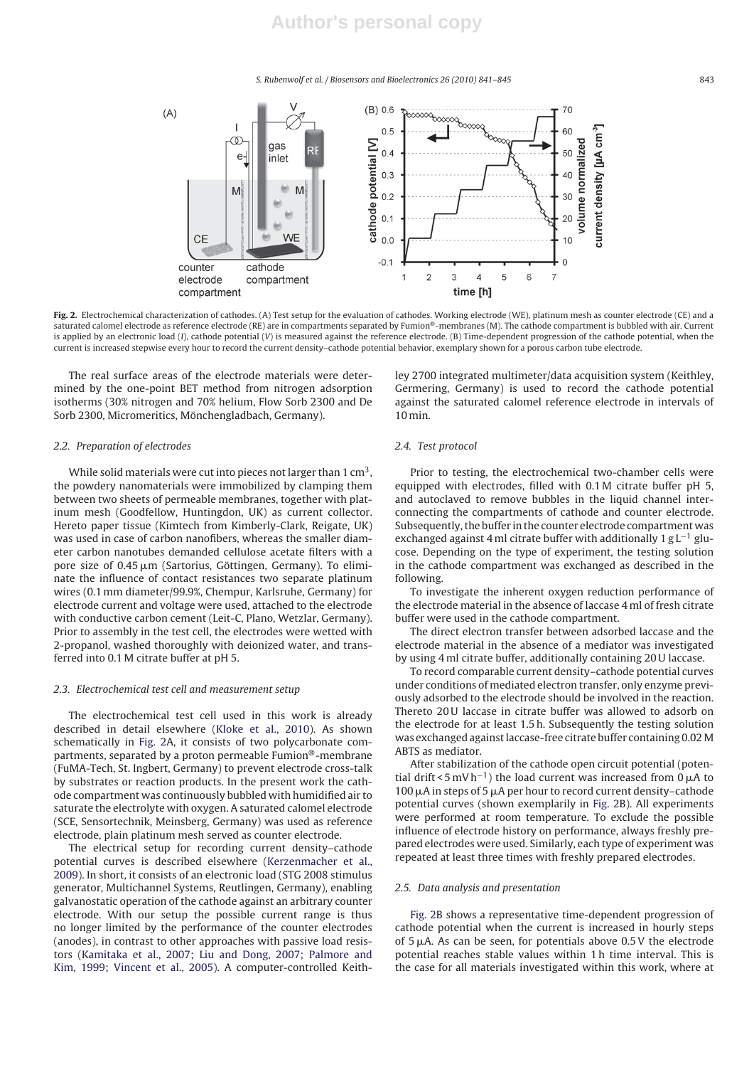**Fig. 2.** Electrochemical characterization of cathodes. (A) Test setup for the evaluation of cathodes. Working electrode (WE), platinum mesh as counter electrode (CE) and a saturated calomel electrode as reference electrode (RE) are in compartments separated by Fumion®-membranes (M). The cathode compartment is bubbled with air. Current is applied by an electronic load (*I*), cathode potential (*V*) is measured against the reference electrode. (B) Time-dependent progression of the cathode potential, when the current is increased stepwise every hour to record the current density–cathode potential behavior, exemplary shown for a porous carbon tube electrode.

The real surface areas of the electrode materials were determined by the one-point BET method from nitrogen adsorption isotherms (30% nitrogen and 70% helium, Flow Sorb 2300 and De Sorb 2300, Micromeritics, Mönchengladbach, Germany).

### 2.2. Preparation of electrodes

While solid materials were cut into pieces not larger than 1 $cm^3$, the powdery nanomaterials were immobilized by clamping them between two sheets of permeable membranes, together with platinum mesh (Goodfellow, Huntingdon, UK) as current collector. Hereto paper tissue (Kimtech from Kimberly-Clark, Reigate, UK) was used in case of carbon nanofibers, whereas the smaller diameter carbon nanotubes demanded cellulose acetate filters with a pore size of 0.45 μm (Sartorius, Göttingen, Germany). To eliminate the influence of contact resistances two separate platinum wires (0.1 mm diameter/99.9%, Chempur, Karlsruhe, Germany) for electrode current and voltage were used, attached to the electrode with conductive carbon cement (Leit-C, Plano, Wetzlar, Germany). Prior to assembly in the test cell, the electrodes were wetted with 2-propanol, washed thoroughly with deionized water, and transferred into 0.1 M citrate buffer at pH 5.

### 2.3. Electrochemical test cell and measurement setup

The electrochemical test cell used in this work is already described in detail elsewhere (Kloke et al., 2010). As shown schematically in Fig. 2A, it consists of two polycarbonate compartments, separated by a proton permeable Fumion®-membrane (FuMA-Tech, St. Ingbert, Germany) to prevent electrode cross-talk by substrates or reaction products. In the present work the cathode compartment was continuously bubbled with humidified air to saturate the electrolyte with oxygen. A saturated calomel electrode (SCE, Sensortechnik, Meinsberg, Germany) was used as reference electrode, plain platinum mesh served as counter electrode.

The electrical setup for recording current density–cathode potential curves is described elsewhere (Kerzenmacher et al., 2009). In short, it consists of an electronic load (STG 2008 stimulus generator, Multichannel Systems, Reutlingen, Germany), enabling galvanostatic operation of the cathode against an arbitrary counter electrode. With our setup the possible current range is thus no longer limited by the performance of the counter electrodes (anodes), in contrast to other approaches with passive load resistors (Kamitaka et al., 2007; Liu and Dong, 2007; Palmore and Kim, 1999; Vincent et al., 2005). A computer-controlled Keithley 2700 integrated multimeter/data acquisition system (Keithley, Germering, Germany) is used to record the cathode potential against the saturated calomel reference electrode in intervals of 10 min.

### 2.4. Test protocol

Prior to testing, the electrochemical two-chamber cells were equipped with electrodes, filled with 0.1 M citrate buffer pH 5, and autoclaved to remove bubbles in the liquid channel interconnecting the compartments of cathode and counter electrode. Subsequently, the buffer in the counter electrode compartment was exchanged against 4 ml citrate buffer with additionally 1 $g\,L^{-1}$ glucose. Depending on the type of experiment, the testing solution in the cathode compartment was exchanged as described in the following.

To investigate the inherent oxygen reduction performance of the electrode material in the absence of laccase 4 ml of fresh citrate buffer were used in the cathode compartment.

The direct electron transfer between adsorbed laccase and the electrode material in the absence of a mediator was investigated by using 4 ml citrate buffer, additionally containing 20 U laccase.

To record comparable current density–cathode potential curves under conditions of mediated electron transfer, only enzyme previously adsorbed to the electrode should be involved in the reaction. Thereto 20 U laccase in citrate buffer was allowed to adsorb on the electrode for at least 1.5 h. Subsequently the testing solution was exchanged against laccase-free citrate buffer containing 0.02 M ABTS as mediator.

After stabilization of the cathode open circuit potential (potential drift < 5 $mV\,h^{-1}$) the load current was increased from 0 μA to 100 μA in steps of 5 μA per hour to record current density–cathode potential curves (shown exemplarily in Fig. 2B). All experiments were performed at room temperature. To exclude the possible influence of electrode history on performance, always freshly prepared electrodes were used. Similarly, each type of experiment was repeated at least three times with freshly prepared electrodes.

### 2.5. Data analysis and presentation

Fig. 2B shows a representative time-dependent progression of cathode potential when the current is increased in hourly steps of 5 μA. As can be seen, for potentials above 0.5 V the electrode potential reaches stable values within 1 h time interval. This is the case for all materials investigated within this work, where at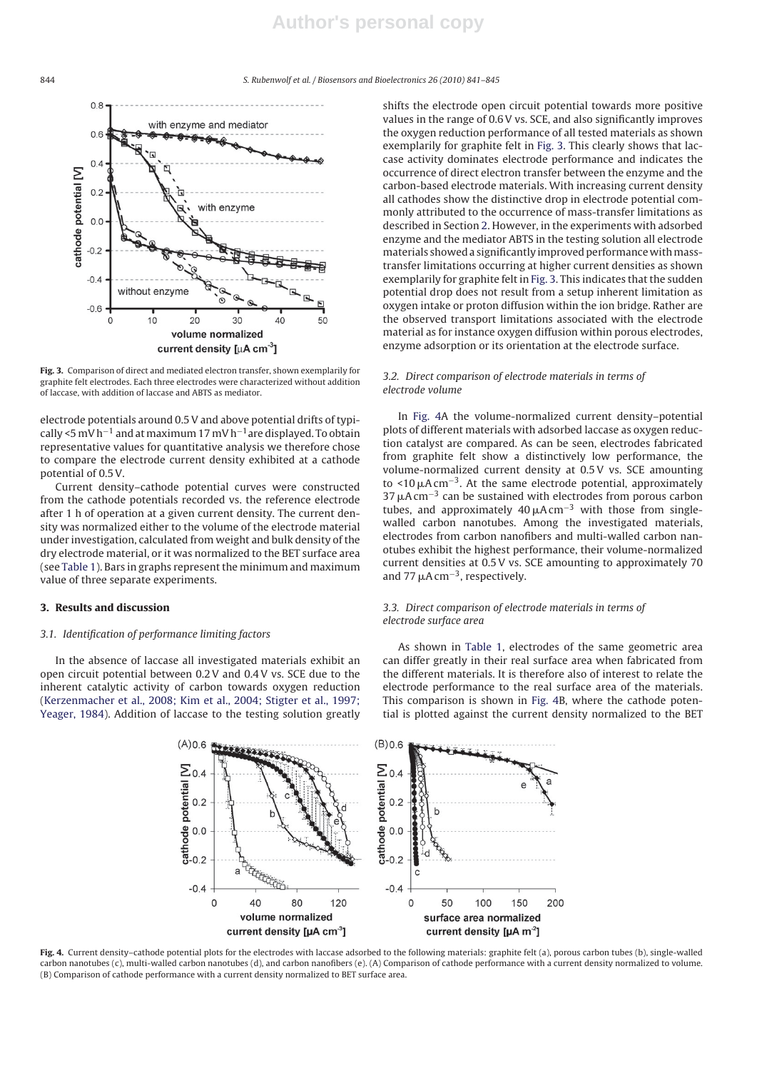Fig. 3. Comparison of direct and mediated electron transfer, shown exemplarily for graphite felt electrodes. Each three electrodes were characterized without addition of laccase, with addition of laccase and ABTS as mediator.

electrode potentials around 0.5 V and above potential drifts of typically <5 mV h$^{-1}$ and at maximum 17 mV h$^{-1}$ are displayed. To obtain representative values for quantitative analysis we therefore chose to compare the electrode current density exhibited at a cathode potential of 0.5 V.

Current density–cathode potential curves were constructed from the cathode potentials recorded vs. the reference electrode after 1 h of operation at a given current density. The current density was normalized either to the volume of the electrode material under investigation, calculated from weight and bulk density of the dry electrode material, or it was normalized to the BET surface area (see Table 1). Bars in graphs represent the minimum and maximum value of three separate experiments.

## 3. Results and discussion

### 3.1. Identification of performance limiting factors

In the absence of laccase all investigated materials exhibit an open circuit potential between 0.2 V and 0.4 V vs. SCE due to the inherent catalytic activity of carbon towards oxygen reduction (Kerzenmacher et al., 2008; Kim et al., 2004; Stigter et al., 1997; Yeager, 1984). Addition of laccase to the testing solution greatly shifts the electrode open circuit potential towards more positive values in the range of 0.6 V vs. SCE, and also significantly improves the oxygen reduction performance of all tested materials as shown exemplarily for graphite felt in Fig. 3. This clearly shows that laccase activity dominates electrode performance and indicates the occurrence of direct electron transfer between the enzyme and the carbon-based electrode materials. With increasing current density all cathodes show the distinctive drop in electrode potential commonly attributed to the occurrence of mass-transfer limitations as described in Section 2. However, in the experiments with adsorbed enzyme and the mediator ABTS in the testing solution all electrode materials showed a significantly improved performance with mass-transfer limitations occurring at higher current densities as shown exemplarily for graphite felt in Fig. 3. This indicates that the sudden potential drop does not result from a setup inherent limitation as oxygen intake or proton diffusion within the ion bridge. Rather are the observed transport limitations associated with the electrode material as for instance oxygen diffusion within porous electrodes, enzyme adsorption or its orientation at the electrode surface.

### 3.2. Direct comparison of electrode materials in terms of electrode volume

In Fig. 4A the volume-normalized current density–potential plots of different materials with adsorbed laccase as oxygen reduction catalyst are compared. As can be seen, electrodes fabricated from graphite felt show a distinctively low performance, the volume-normalized current density at 0.5 V vs. SCE amounting to <10 μA cm$^{-3}$. At the same electrode potential, approximately 37 μA cm$^{-3}$ can be sustained with electrodes from porous carbon tubes, and approximately 40 μA cm$^{-3}$ with those from single-walled carbon nanotubes. Among the investigated materials, electrodes from carbon nanofibers and multi-walled carbon nanotubes exhibit the highest performance, their volume-normalized current densities at 0.5 V vs. SCE amounting to approximately 70 and 77 μA cm$^{-3}$, respectively.

### 3.3. Direct comparison of electrode materials in terms of electrode surface area

As shown in Table 1, electrodes of the same geometric area can differ greatly in their real surface area when fabricated from the different materials. It is therefore also of interest to relate the electrode performance to the real surface area of the materials. This comparison is shown in Fig. 4B, where the cathode potential is plotted against the current density normalized to the BET

Fig. 4. Current density–cathode potential plots for the electrodes with laccase adsorbed to the following materials: graphite felt (a), porous carbon tubes (b), single-walled carbon nanotubes (c), multi-walled carbon nanotubes (d), and carbon nanofibers (e). (A) Comparison of cathode performance with a current density normalized to volume. (B) Comparison of cathode performance with a current density normalized to BET surface area.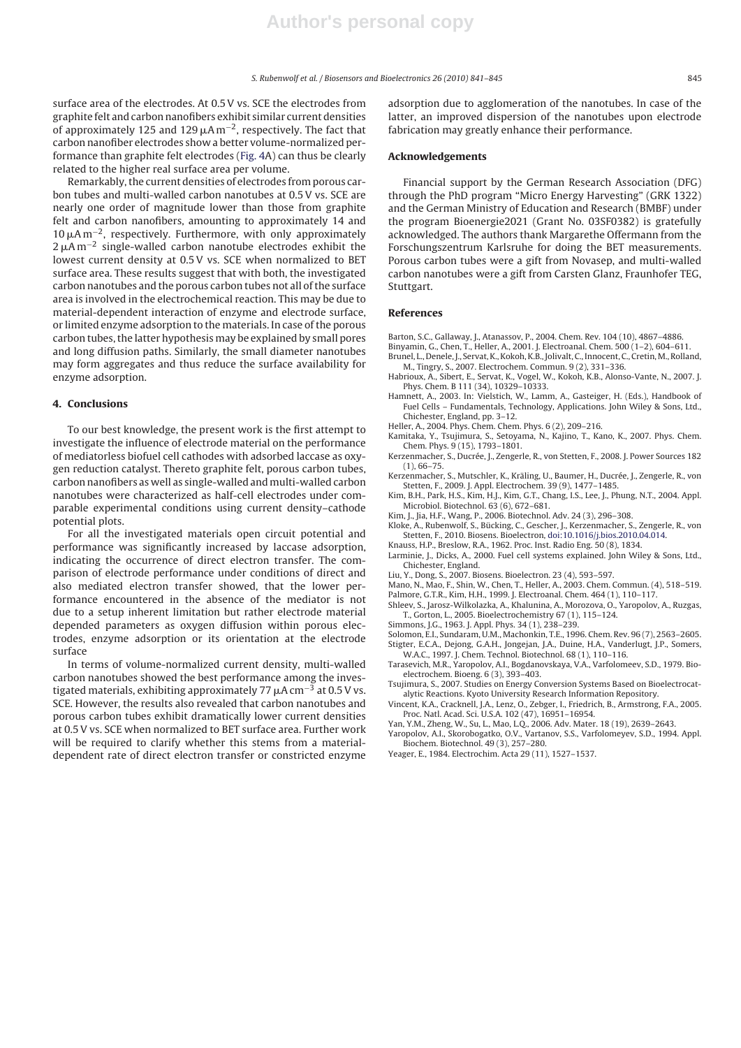surface area of the electrodes. At 0.5 V vs. SCE the electrodes from graphite felt and carbon nanofibers exhibit similar current densities of approximately 125 and 129 $\mu A\,m^{-2}$, respectively. The fact that carbon nanofiber electrodes show a better volume-normalized performance than graphite felt electrodes (Fig. 4A) can thus be clearly related to the higher real surface area per volume.

Remarkably, the current densities of electrodes from porous carbon tubes and multi-walled carbon nanotubes at 0.5 V vs. SCE are nearly one order of magnitude lower than those from graphite felt and carbon nanofibers, amounting to approximately 14 and 10 $\mu A\,m^{-2}$, respectively. Furthermore, with only approximately 2 $\mu A\,m^{-2}$ single-walled carbon nanotube electrodes exhibit the lowest current density at 0.5 V vs. SCE when normalized to BET surface area. These results suggest that with both, the investigated carbon nanotubes and the porous carbon tubes not all of the surface area is involved in the electrochemical reaction. This may be due to material-dependent interaction of enzyme and electrode surface, or limited enzyme adsorption to the materials. In case of the porous carbon tubes, the latter hypothesis may be explained by small pores and long diffusion paths. Similarly, the small diameter nanotubes may form aggregates and thus reduce the surface availability for enzyme adsorption.

## 4. Conclusions

To our best knowledge, the present work is the first attempt to investigate the influence of electrode material on the performance of mediatorless biofuel cell cathodes with adsorbed laccase as oxygen reduction catalyst. Thereto graphite felt, porous carbon tubes, carbon nanofibers as well as single-walled and multi-walled carbon nanotubes were characterized as half-cell electrodes under comparable experimental conditions using current density–cathode potential plots.

For all the investigated materials open circuit potential and performance was significantly increased by laccase adsorption, indicating the occurrence of direct electron transfer. The comparison of electrode performance under conditions of direct and also mediated electron transfer showed, that the lower performance encountered in the absence of the mediator is not due to a setup inherent limitation but rather electrode material depended parameters as oxygen diffusion within porous electrodes, enzyme adsorption or its orientation at the electrode surface

In terms of volume-normalized current density, multi-walled carbon nanotubes showed the best performance among the investigated materials, exhibiting approximately 77 $\mu A\,cm^{-3}$ at 0.5 V vs. SCE. However, the results also revealed that carbon nanotubes and porous carbon tubes exhibit dramatically lower current densities at 0.5 V vs. SCE when normalized to BET surface area. Further work will be required to clarify whether this stems from a material-dependent rate of direct electron transfer or constricted enzyme adsorption due to agglomeration of the nanotubes. In case of the latter, an improved dispersion of the nanotubes upon electrode fabrication may greatly enhance their performance.

## Acknowledgements

Financial support by the German Research Association (DFG) through the PhD program "Micro Energy Harvesting" (GRK 1322) and the German Ministry of Education and Research (BMBF) under the program Bioenergie2021 (Grant No. 03SF0382) is gratefully acknowledged. The authors thank Margarethe Offermann from the Forschungszentrum Karlsruhe for doing the BET measurements. Porous carbon tubes were a gift from Novasep, and multi-walled carbon nanotubes were a gift from Carsten Glanz, Fraunhofer TEG, Stuttgart.

## References

Barton, S.C., Gallaway, J., Atanassov, P., 2004. Chem. Rev. 104 (10), 4867–4886.
Binyamin, G., Chen, T., Heller, A., 2001. J. Electroanal. Chem. 500 (1–2), 604–611.
Brunel, L., Denele, J., Servat, K., Kokoh, K.B., Jolivalt, C., Innocent, C., Cretin, M., Rolland, M., Tingry, S., 2007. Electrochem. Commun. 9 (2), 331–336.
Habrioux, A., Sibert, E., Servat, K., Vogel, W., Kokoh, K.B., Alonso-Vante, N., 2007. J. Phys. Chem. B 111 (34), 10329–10333.
Hamnett, A., 2003. In: Vielstich, W., Lamm, A., Gasteiger, H. (Eds.), Handbook of Fuel Cells – Fundamentals, Technology, Applications. John Wiley & Sons, Ltd., Chichester, England, pp. 3–12.
Heller, A., 2004. Phys. Chem. Chem. Phys. 6 (2), 209–216.
Kamitaka, Y., Tsujimura, S., Setoyama, N., Kajino, T., Kano, K., 2007. Phys. Chem. Chem. Phys. 9 (15), 1793–1801.
Kerzenmacher, S., Ducrée, J., Zengerle, R., von Stetten, F., 2008. J. Power Sources 182 (1), 66–75.
Kerzenmacher, S., Mutschler, K., Kräling, U., Baumer, H., Ducrée, J., Zengerle, R., von Stetten, F., 2009. J. Appl. Electrochem. 39 (9), 1477–1485.
Kim, B.H., Park, H.S., Kim, H.J., Kim, G.T., Chang, I.S., Lee, J., Phung, N.T., 2004. Appl. Microbiol. Biotechnol. 63 (6), 672–681.
Kim, J., Jia, H.F., Wang, P., 2006. Biotechnol. Adv. 24 (3), 296–308.
Kloke, A., Rubenwolf, S., Bücking, C., Gescher, J., Kerzenmacher, S., Zengerle, R., von Stetten, F., 2010. Biosens. Bioelectron, doi:10.1016/j.bios.2010.04.014.
Knauss, H.P., Breslow, R.A., 1962. Proc. Inst. Radio Eng. 50 (8), 1834.
Larminie, J., Dicks, A., 2000. Fuel cell systems explained. John Wiley & Sons, Ltd., Chichester, England.
Liu, Y., Dong, S., 2007. Biosens. Bioelectron. 23 (4), 593–597.
Mano, N., Mao, F., Shin, W., Chen, T., Heller, A., 2003. Chem. Commun. (4), 518–519.
Palmore, G.T.R., Kim, H.H., 1999. J. Electroanal. Chem. 464 (1), 110–117.
Shleev, S., Jarosz-Wilkolazka, A., Khalunina, A., Morozova, O., Yaropolov, A., Ruzgas, T., Gorton, L., 2005. Bioelectrochemistry 67 (1), 115–124.
Simmons, J.G., 1963. J. Appl. Phys. 34 (1), 238–239.
Solomon, E.I., Sundaram, U.M., Machonkin, T.E., 1996. Chem. Rev. 96 (7), 2563–2605.
Stigter, E.C.A., Dejong, G.A.H., Jongejan, J.A., Duine, H.A., Vanderlugt, J.P., Somers, W.A.C., 1997. J. Chem. Technol. Biotechnol. 68 (1), 110–116.
Tarasevich, M.R., Yaropolov, A.I., Bogdanovskaya, V.A., Varfolomeev, S.D., 1979. Bioelectrochem. Bioeng. 6 (3), 393–403.
Tsujimura, S., 2007. Studies on Energy Conversion Systems Based on Bioelectrocatalytic Reactions. Kyoto University Research Information Repository.
Vincent, K.A., Cracknell, J.A., Lenz, O., Zebger, I., Friedrich, B., Armstrong, F.A., 2005. Proc. Natl. Acad. Sci. U.S.A. 102 (47), 16951–16954.
Yan, Y.M., Zheng, W., Su, L., Mao, L.Q., 2006. Adv. Mater. 18 (19), 2639–2643.
Yaropolov, A.I., Skorobogatko, O.V., Vartanov, S.S., Varfolomeyev, S.D., 1994. Appl. Biochem. Biotechnol. 49 (3), 257–280.
Yeager, E., 1984. Electrochim. Acta 29 (11), 1527–1537.